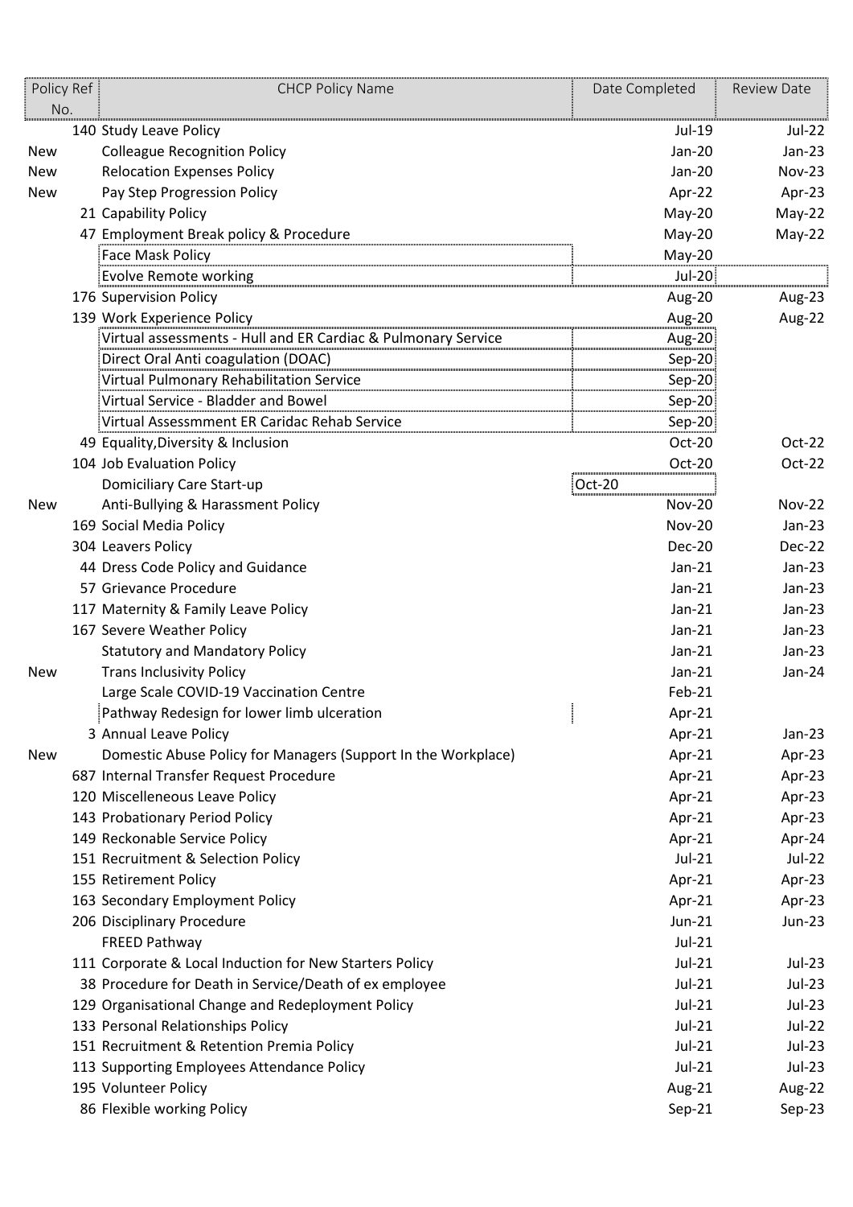| Policy Ref No. | CHCP Policy Name | Date Completed | Review Date |
|---|---|---|---|
| 140 | Study Leave Policy | Jul-19 | Jul-22 |
| New | Colleague Recognition Policy | Jan-20 | Jan-23 |
| New | Relocation Expenses Policy | Jan-20 | Nov-23 |
| New | Pay Step Progression Policy | Apr-22 | Apr-23 |
| 21 | Capability Policy | May-20 | May-22 |
| 47 | Employment Break policy & Procedure | May-20 | May-22 |
| | Face Mask Policy | May-20 | |
| | Evolve Remote working | Jul-20 | |
| 176 | Supervision Policy | Aug-20 | Aug-23 |
| 139 | Work Experience Policy | Aug-20 | Aug-22 |
| | Virtual assessments - Hull and ER Cardiac & Pulmonary Service | Aug-20 | |
| | Direct Oral Anti coagulation (DOAC) | Sep-20 | |
| | Virtual Pulmonary Rehabilitation Service | Sep-20 | |
| | Virtual Service - Bladder and Bowel | Sep-20 | |
| | Virtual Assessmment ER Caridac Rehab Service | Sep-20 | |
| 49 | Equality,Diversity & Inclusion | Oct-20 | Oct-22 |
| 104 | Job Evaluation Policy | Oct-20 | Oct-22 |
| | Domiciliary Care Start-up | Oct-20 | |
| New | Anti-Bullying & Harassment Policy | Nov-20 | Nov-22 |
| 169 | Social Media Policy | Nov-20 | Jan-23 |
| 304 | Leavers Policy | Dec-20 | Dec-22 |
| 44 | Dress Code Policy and Guidance | Jan-21 | Jan-23 |
| 57 | Grievance Procedure | Jan-21 | Jan-23 |
| 117 | Maternity & Family Leave Policy | Jan-21 | Jan-23 |
| 167 | Severe Weather Policy | Jan-21 | Jan-23 |
| | Statutory and Mandatory Policy | Jan-21 | Jan-23 |
| New | Trans Inclusivity Policy | Jan-21 | Jan-24 |
| | Large Scale COVID-19 Vaccination Centre | Feb-21 | |
| | Pathway Redesign for lower limb ulceration | Apr-21 | |
| 3 | Annual Leave Policy | Apr-21 | Jan-23 |
| New | Domestic Abuse Policy for Managers (Support In the Workplace) | Apr-21 | Apr-23 |
| 687 | Internal Transfer Request Procedure | Apr-21 | Apr-23 |
| 120 | Miscelleneous Leave Policy | Apr-21 | Apr-23 |
| 143 | Probationary Period Policy | Apr-21 | Apr-23 |
| 149 | Reckonable Service Policy | Apr-21 | Apr-24 |
| 151 | Recruitment & Selection Policy | Jul-21 | Jul-22 |
| 155 | Retirement Policy | Apr-21 | Apr-23 |
| 163 | Secondary Employment Policy | Apr-21 | Apr-23 |
| 206 | Disciplinary Procedure | Jun-21 | Jun-23 |
| | FREED Pathway | Jul-21 | |
| 111 | Corporate & Local Induction for New Starters Policy | Jul-21 | Jul-23 |
| 38 | Procedure for Death in Service/Death of ex employee | Jul-21 | Jul-23 |
| 129 | Organisational Change and Redeployment Policy | Jul-21 | Jul-23 |
| 133 | Personal Relationships Policy | Jul-21 | Jul-22 |
| 151 | Recruitment & Retention Premia Policy | Jul-21 | Jul-23 |
| 113 | Supporting Employees Attendance Policy | Jul-21 | Jul-23 |
| 195 | Volunteer Policy | Aug-21 | Aug-22 |
| 86 | Flexible working Policy | Sep-21 | Sep-23 |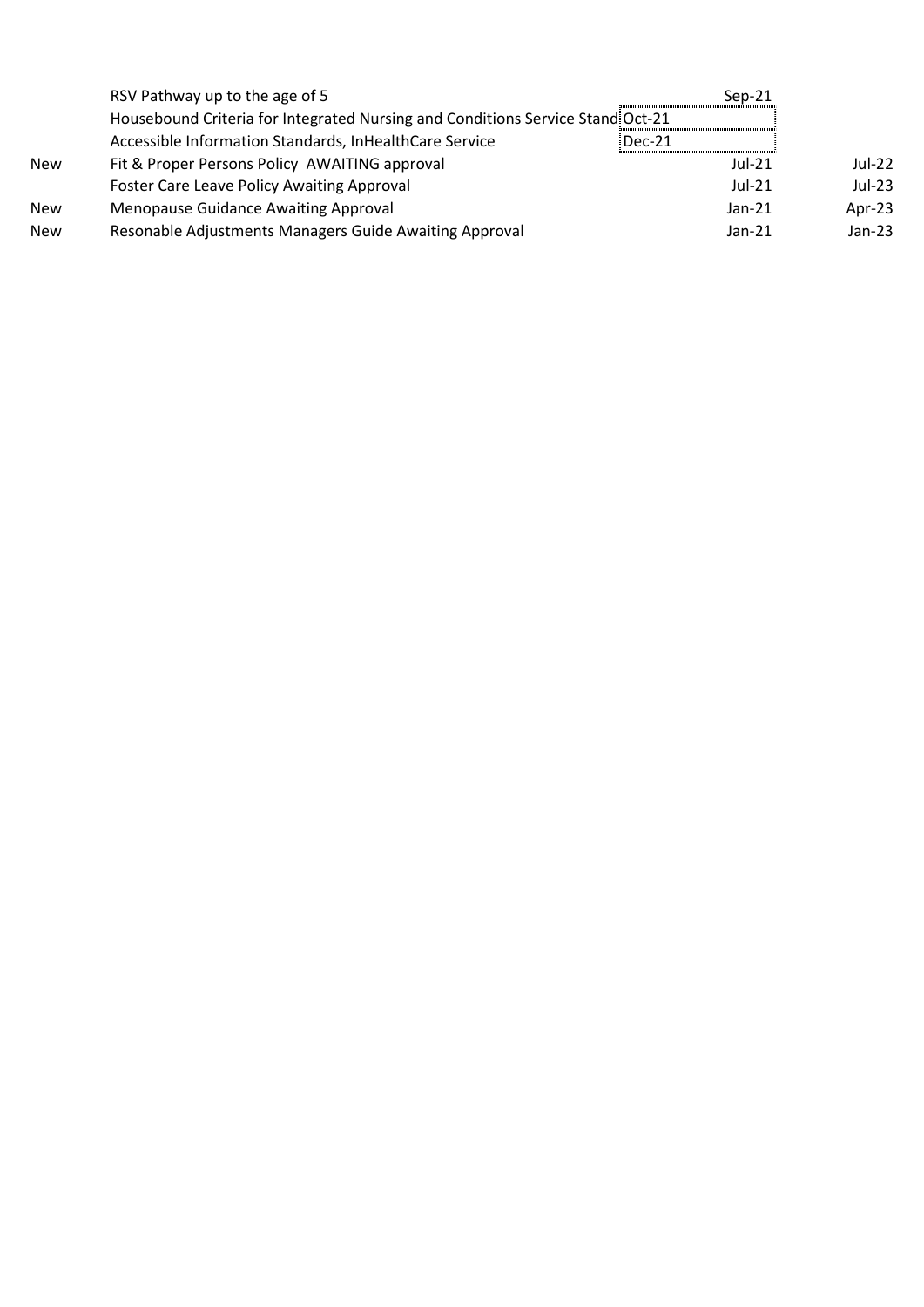| | | | |
|---|---|---|---|
| | RSV Pathway up to the age of 5 | Sep-21 | |
| | Housebound Criteria for Integrated Nursing and Conditions Service Stand | Oct-21 | |
| | Accessible Information Standards, InHealthCare Service | Dec-21 | |
| New | Fit & Proper Persons Policy AWAITING approval | Jul-21 | Jul-22 |
| | Foster Care Leave Policy Awaiting Approval | Jul-21 | Jul-23 |
| New | Menopause Guidance Awaiting Approval | Jan-21 | Apr-23 |
| New | Resonable Adjustments Managers Guide Awaiting Approval | Jan-21 | Jan-23 |